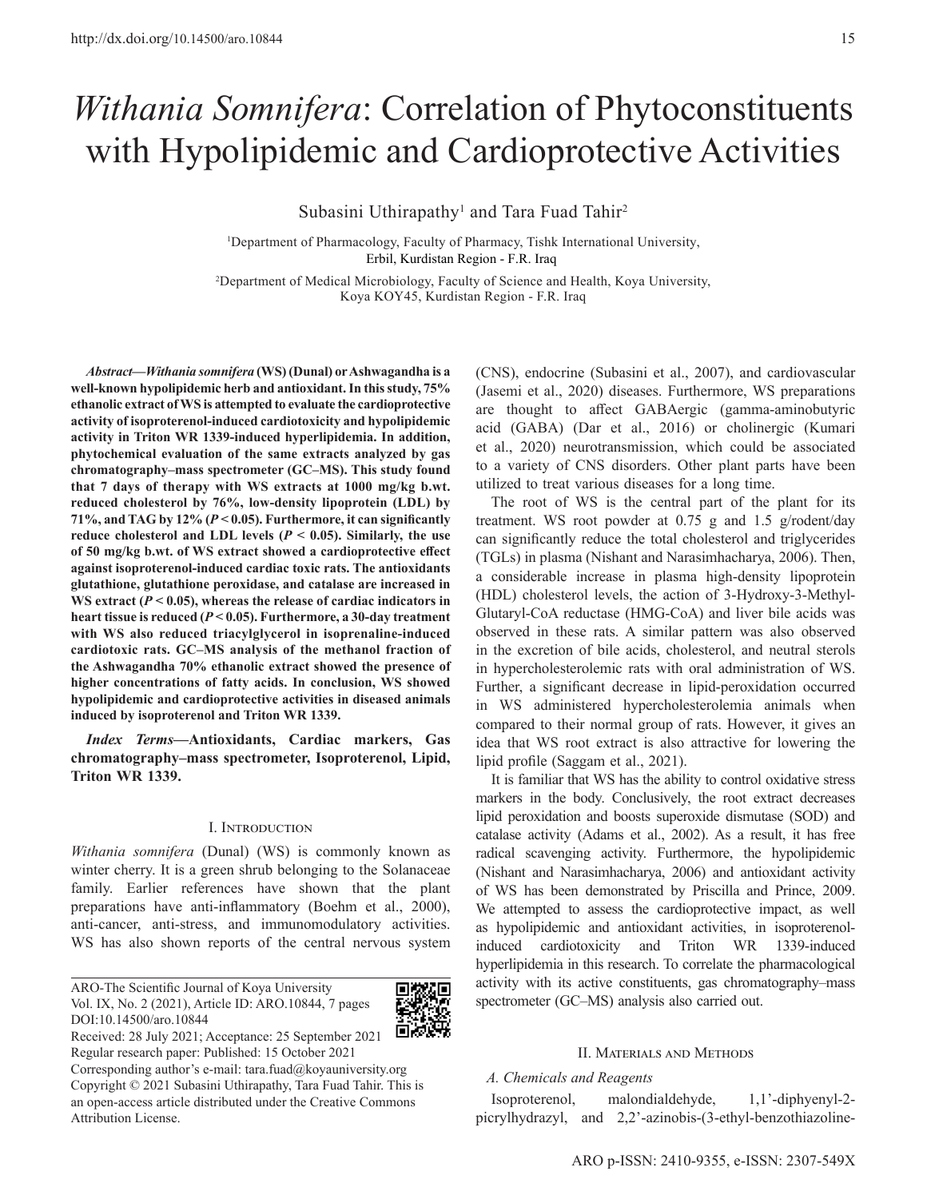# *Withania Somnifera*: Correlation of Phytoconstituents with Hypolipidemic and Cardioprotective Activities

Subasini Uthirapathy[1] and Tara Fuad Tahir[2]

[1]Department of Pharmacology, Faculty of Pharmacy, Tishk International University, Erbil, Kurdistan Region - F.R. Iraq

[2]Department of Medical Microbiology, Faculty of Science and Health, Koya University, Koya KOY45, Kurdistan Region - F.R. Iraq

***Abstract*—*Withania somnifera* (WS) (Dunal) or Ashwagandha is a well-known hypolipidemic herb and antioxidant. In this study, 75% ethanolic extract of WS is attempted to evaluate the cardioprotective activity of isoproterenol-induced cardiotoxicity and hypolipidemic activity in Triton WR 1339-induced hyperlipidemia. In addition, phytochemical evaluation of the same extracts analyzed by gas chromatography–mass spectrometer (GC–MS). This study found that 7 days of therapy with WS extracts at 1000 mg/kg b.wt. reduced cholesterol by 76%, low-density lipoprotein (LDL) by 71%, and TAG by 12% ($P < 0.05$). Furthermore, it can significantly reduce cholesterol and LDL levels ($P < 0.05$). Similarly, the use of 50 mg/kg b.wt. of WS extract showed a cardioprotective effect against isoproterenol-induced cardiac toxic rats. The antioxidants glutathione, glutathione peroxidase, and catalase are increased in WS extract ($P < 0.05$), whereas the release of cardiac indicators in heart tissue is reduced ($P < 0.05$). Furthermore, a 30-day treatment with WS also reduced triacylglycerol in isoprenaline-induced cardiotoxic rats. GC–MS analysis of the methanol fraction of the Ashwagandha 70% ethanolic extract showed the presence of higher concentrations of fatty acids. In conclusion, WS showed hypolipidemic and cardioprotective activities in diseased animals induced by isoproterenol and Triton WR 1339.**

***Index Terms*—Antioxidants, Cardiac markers, Gas chromatography–mass spectrometer, Isoproterenol, Lipid, Triton WR 1339.**

## I. Introduction

*Withania somnifera* (Dunal) (WS) is commonly known as winter cherry. It is a green shrub belonging to the Solanaceae family. Earlier references have shown that the plant preparations have anti-inflammatory (Boehm et al., 2000), anti-cancer, anti-stress, and immunomodulatory activities. WS has also shown reports of the central nervous system (CNS), endocrine (Subasini et al., 2007), and cardiovascular (Jasemi et al., 2020) diseases. Furthermore, WS preparations are thought to affect GABAergic (gamma-aminobutyric acid (GABA) (Dar et al., 2016) or cholinergic (Kumari et al., 2020) neurotransmission, which could be associated to a variety of CNS disorders. Other plant parts have been utilized to treat various diseases for a long time.

The root of WS is the central part of the plant for its treatment. WS root powder at 0.75 g and 1.5 g/rodent/day can significantly reduce the total cholesterol and triglycerides (TGLs) in plasma (Nishant and Narasimhacharya, 2006). Then, a considerable increase in plasma high-density lipoprotein (HDL) cholesterol levels, the action of 3-Hydroxy-3-Methyl-Glutaryl-CoA reductase (HMG-CoA) and liver bile acids was observed in these rats. A similar pattern was also observed in the excretion of bile acids, cholesterol, and neutral sterols in hypercholesterolemic rats with oral administration of WS. Further, a significant decrease in lipid-peroxidation occurred in WS administered hypercholesterolemia animals when compared to their normal group of rats. However, it gives an idea that WS root extract is also attractive for lowering the lipid profile (Saggam et al., 2021).

It is familiar that WS has the ability to control oxidative stress markers in the body. Conclusively, the root extract decreases lipid peroxidation and boosts superoxide dismutase (SOD) and catalase activity (Adams et al., 2002). As a result, it has free radical scavenging activity. Furthermore, the hypolipidemic (Nishant and Narasimhacharya, 2006) and antioxidant activity of WS has been demonstrated by Priscilla and Prince, 2009. We attempted to assess the cardioprotective impact, as well as hypolipidemic and antioxidant activities, in isoproterenol-induced cardiotoxicity and Triton WR 1339-induced hyperlipidemia in this research. To correlate the pharmacological activity with its active constituents, gas chromatography–mass spectrometer (GC–MS) analysis also carried out.

ARO-The Scientific Journal of Koya University
Vol. IX, No. 2 (2021), Article ID: ARO.10844, 7 pages
DOI:10.14500/aro.10844
Received: 28 July 2021; Acceptance: 25 September 2021
Regular research paper: Published: 15 October 2021
Corresponding author's e-mail: tara.fuad@koyauniversity.org
Copyright © 2021 Subasini Uthirapathy, Tara Fuad Tahir. This is an open-access article distributed under the Creative Commons Attribution License.

## II. Materials and Methods

### A. Chemicals and Reagents

Isoproterenol, malondialdehyde, 1,1'-diphenyl-2-picrylhydrazyl, and 2,2'-azinobis-(3-ethyl-benzothiazoline-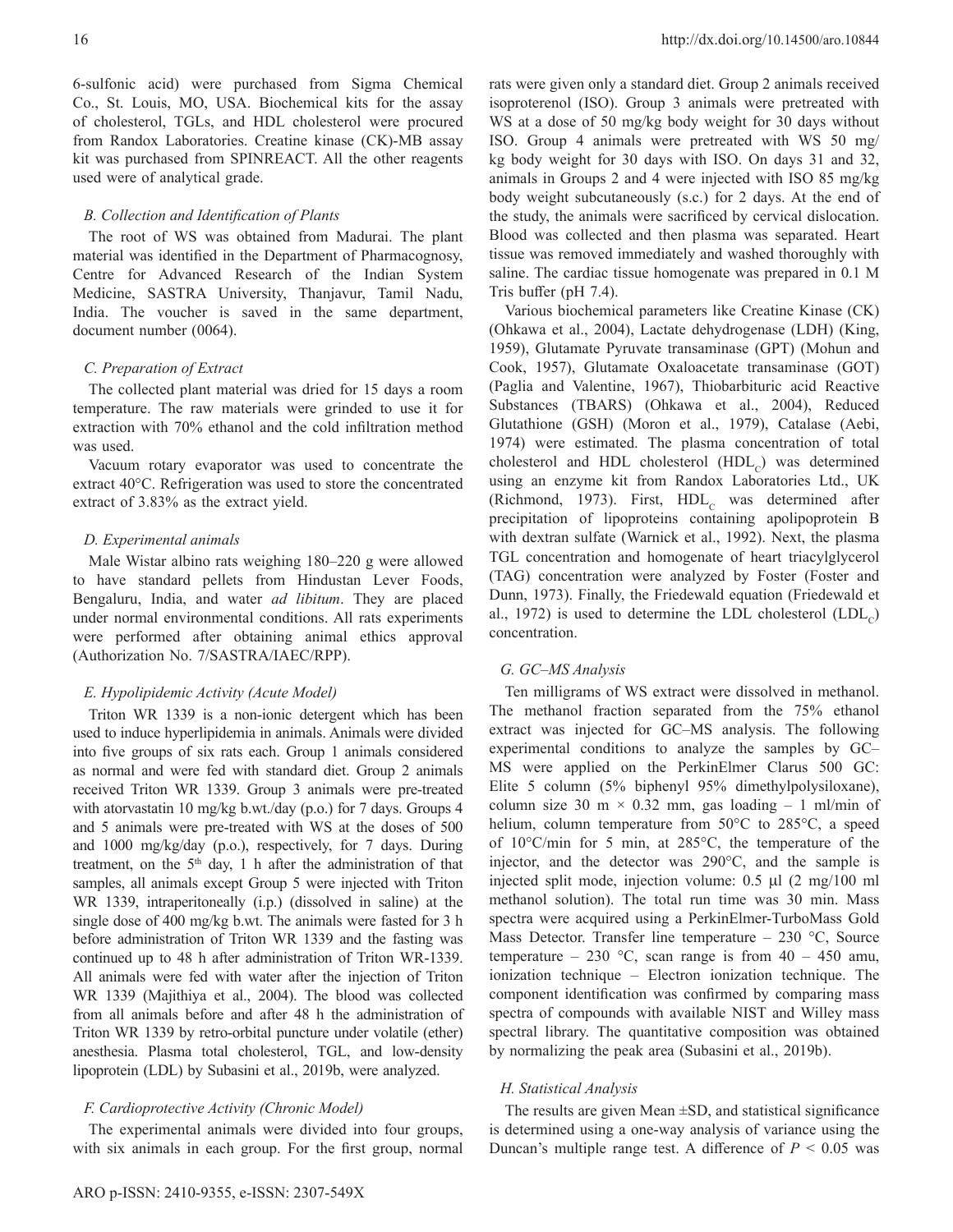6-sulfonic acid) were purchased from Sigma Chemical Co., St. Louis, MO, USA. Biochemical kits for the assay of cholesterol, TGLs, and HDL cholesterol were procured from Randox Laboratories. Creatine kinase (CK)-MB assay kit was purchased from SPINREACT. All the other reagents used were of analytical grade.

### *B. Collection and Identification of Plants*

The root of WS was obtained from Madurai. The plant material was identified in the Department of Pharmacognosy, Centre for Advanced Research of the Indian System Medicine, SASTRA University, Thanjavur, Tamil Nadu, India. The voucher is saved in the same department, document number (0064).

### *C. Preparation of Extract*

The collected plant material was dried for 15 days a room temperature. The raw materials were grinded to use it for extraction with 70% ethanol and the cold infiltration method was used.

Vacuum rotary evaporator was used to concentrate the extract 40°C. Refrigeration was used to store the concentrated extract of 3.83% as the extract yield.

### *D. Experimental animals*

Male Wistar albino rats weighing 180–220 g were allowed to have standard pellets from Hindustan Lever Foods, Bengaluru, India, and water *ad libitum*. They are placed under normal environmental conditions. All rats experiments were performed after obtaining animal ethics approval (Authorization No. 7/SASTRA/IAEC/RPP).

### *E. Hypolipidemic Activity (Acute Model)*

Triton WR 1339 is a non-ionic detergent which has been used to induce hyperlipidemia in animals. Animals were divided into five groups of six rats each. Group 1 animals considered as normal and were fed with standard diet. Group 2 animals received Triton WR 1339. Group 3 animals were pre-treated with atorvastatin 10 mg/kg b.wt./day (p.o.) for 7 days. Groups 4 and 5 animals were pre-treated with WS at the doses of 500 and 1000 mg/kg/day (p.o.), respectively, for 7 days. During treatment, on the 5th day, 1 h after the administration of that samples, all animals except Group 5 were injected with Triton WR 1339, intraperitoneally (i.p.) (dissolved in saline) at the single dose of 400 mg/kg b.wt. The animals were fasted for 3 h before administration of Triton WR 1339 and the fasting was continued up to 48 h after administration of Triton WR-1339. All animals were fed with water after the injection of Triton WR 1339 (Majithiya et al., 2004). The blood was collected from all animals before and after 48 h the administration of Triton WR 1339 by retro-orbital puncture under volatile (ether) anesthesia. Plasma total cholesterol, TGL, and low-density lipoprotein (LDL) by Subasini et al., 2019b, were analyzed.

### *F. Cardioprotective Activity (Chronic Model)*

The experimental animals were divided into four groups, with six animals in each group. For the first group, normal rats were given only a standard diet. Group 2 animals received isoproterenol (ISO). Group 3 animals were pretreated with WS at a dose of 50 mg/kg body weight for 30 days without ISO. Group 4 animals were pretreated with WS 50 mg/kg body weight for 30 days with ISO. On days 31 and 32, animals in Groups 2 and 4 were injected with ISO 85 mg/kg body weight subcutaneously (s.c.) for 2 days. At the end of the study, the animals were sacrificed by cervical dislocation. Blood was collected and then plasma was separated. Heart tissue was removed immediately and washed thoroughly with saline. The cardiac tissue homogenate was prepared in 0.1 M Tris buffer (pH 7.4).

Various biochemical parameters like Creatine Kinase (CK) (Ohkawa et al., 2004), Lactate dehydrogenase (LDH) (King, 1959), Glutamate Pyruvate transaminase (GPT) (Mohun and Cook, 1957), Glutamate Oxaloacetate transaminase (GOT) (Paglia and Valentine, 1967), Thiobarbituric acid Reactive Substances (TBARS) (Ohkawa et al., 2004), Reduced Glutathione (GSH) (Moron et al., 1979), Catalase (Aebi, 1974) were estimated. The plasma concentration of total cholesterol and HDL cholesterol ($HDL_C$) was determined using an enzyme kit from Randox Laboratories Ltd., UK (Richmond, 1973). First, $HDL_C$ was determined after precipitation of lipoproteins containing apolipoprotein B with dextran sulfate (Warnick et al., 1992). Next, the plasma TGL concentration and homogenate of heart triacylglycerol (TAG) concentration were analyzed by Foster (Foster and Dunn, 1973). Finally, the Friedewald equation (Friedewald et al., 1972) is used to determine the LDL cholesterol ($LDL_C$) concentration.

### *G. GC–MS Analysis*

Ten milligrams of WS extract were dissolved in methanol. The methanol fraction separated from the 75% ethanol extract was injected for GC–MS analysis. The following experimental conditions to analyze the samples by GC–MS were applied on the PerkinElmer Clarus 500 GC: Elite 5 column (5% biphenyl 95% dimethylpolysiloxane), column size 30 m × 0.32 mm, gas loading – 1 ml/min of helium, column temperature from 50°C to 285°C, a speed of 10°C/min for 5 min, at 285°C, the temperature of the injector, and the detector was 290°C, and the sample is injected split mode, injection volume: 0.5 µl (2 mg/100 ml methanol solution). The total run time was 30 min. Mass spectra were acquired using a PerkinElmer-TurboMass Gold Mass Detector. Transfer line temperature – 230 °C, Source temperature – 230 °C, scan range is from 40 – 450 amu, ionization technique – Electron ionization technique. The component identification was confirmed by comparing mass spectra of compounds with available NIST and Willey mass spectral library. The quantitative composition was obtained by normalizing the peak area (Subasini et al., 2019b).

### *H. Statistical Analysis*

The results are given Mean ±SD, and statistical significance is determined using a one-way analysis of variance using the Duncan's multiple range test. A difference of $P < 0.05$ was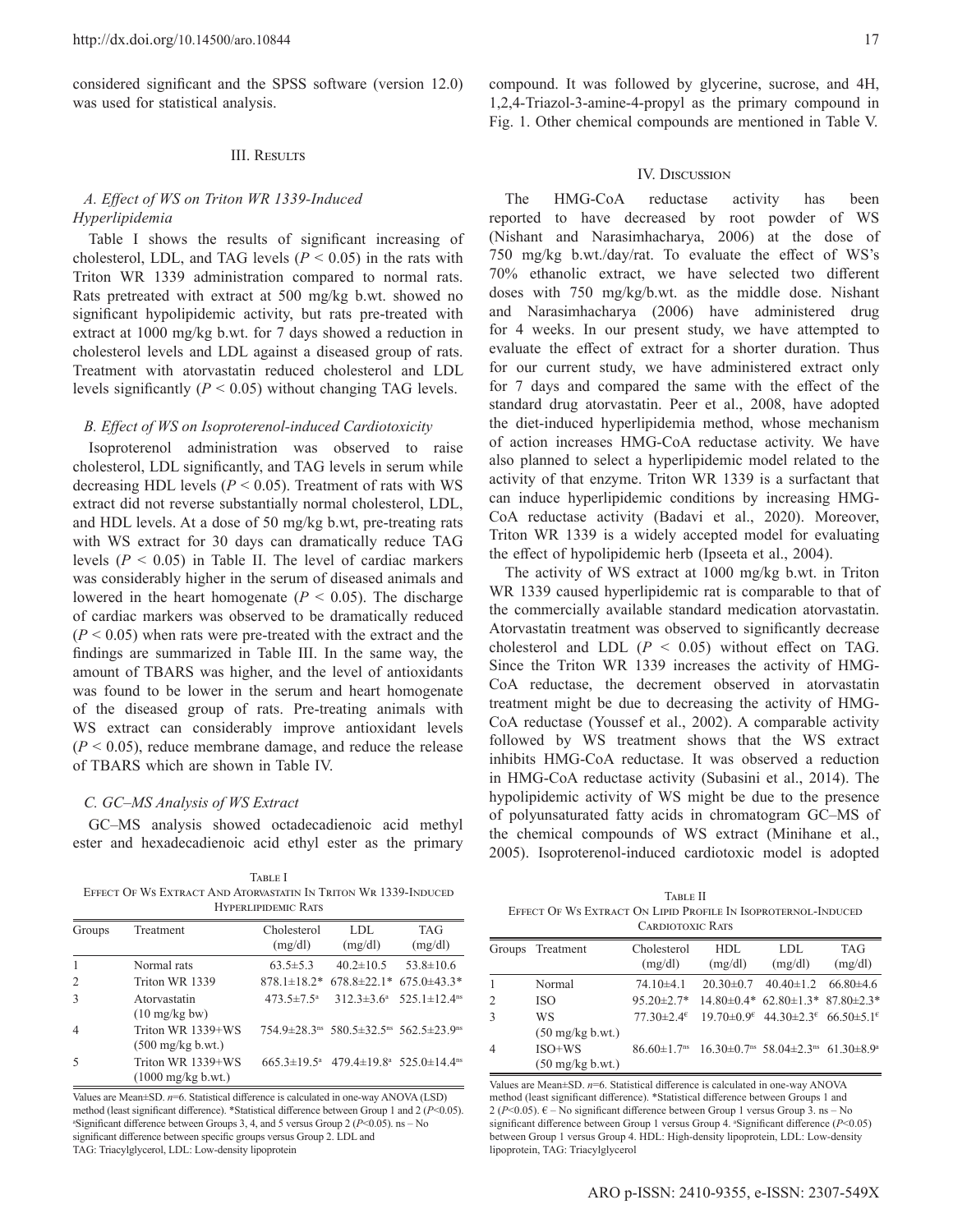considered significant and the SPSS software (version 12.0) was used for statistical analysis.

## III. Results

### A. Effect of WS on Triton WR 1339-Induced Hyperlipidemia

Table I shows the results of significant increasing of cholesterol, LDL, and TAG levels ($P < 0.05$) in the rats with Triton WR 1339 administration compared to normal rats. Rats pretreated with extract at 500 mg/kg b.wt. showed no significant hypolipidemic activity, but rats pre-treated with extract at 1000 mg/kg b.wt. for 7 days showed a reduction in cholesterol levels and LDL against a diseased group of rats. Treatment with atorvastatin reduced cholesterol and LDL levels significantly ($P < 0.05$) without changing TAG levels.

### B. Effect of WS on Isoproterenol-induced Cardiotoxicity

Isoproterenol administration was observed to raise cholesterol, LDL significantly, and TAG levels in serum while decreasing HDL levels ($P < 0.05$). Treatment of rats with WS extract did not reverse substantially normal cholesterol, LDL, and HDL levels. At a dose of 50 mg/kg b.wt, pre-treating rats with WS extract for 30 days can dramatically reduce TAG levels ($P < 0.05$) in Table II. The level of cardiac markers was considerably higher in the serum of diseased animals and lowered in the heart homogenate ($P < 0.05$). The discharge of cardiac markers was observed to be dramatically reduced ($P < 0.05$) when rats were pre-treated with the extract and the findings are summarized in Table III. In the same way, the amount of TBARS was higher, and the level of antioxidants was found to be lower in the serum and heart homogenate of the diseased group of rats. Pre-treating animals with WS extract can considerably improve antioxidant levels ($P < 0.05$), reduce membrane damage, and reduce the release of TBARS which are shown in Table IV.

### C. GC–MS Analysis of WS Extract

GC–MS analysis showed octadecadienoic acid methyl ester and hexadecadienoic acid ethyl ester as the primary compound. It was followed by glycerine, sucrose, and 4H, 1,2,4-Triazol-3-amine-4-propyl as the primary compound in Fig. 1. Other chemical compounds are mentioned in Table V.

Table I
Effect Of Ws Extract And Atorvastatin In Triton Wr 1339-Induced Hyperlipidemic Rats

| Groups | Treatment | Cholesterol (mg/dl) | LDL (mg/dl) | TAG (mg/dl) |
|---|---|---|---|---|
| 1 | Normal rats | 63.5±5.3 | 40.2±10.5 | 53.8±10.6 |
| 2 | Triton WR 1339 | 878.1±18.2* | 678.8±22.1* | 675.0±43.3* |
| 3 | Atorvastatin (10 mg/kg bw) | 473.5±7.5[a] | 312.3±3.6[a] | 525.1±12.4[ns] |
| 4 | Triton WR 1339+WS (500 mg/kg b.wt.) | 754.9±28.3[ns] | 580.5±32.5[ns] | 562.5±23.9[ns] |
| 5 | Triton WR 1339+WS (1000 mg/kg b.wt.) | 665.3±19.5[a] | 479.4±19.8[a] | 525.0±14.4[ns] |

Values are Mean±SD. $n$=6. Statistical difference is calculated in one-way ANOVA (LSD) method (least significant difference). *Statistical difference between Group 1 and 2 ($P$<0.05). [a]Significant difference between Groups 3, 4, and 5 versus Group 2 ($P$<0.05). ns – No significant difference between specific groups versus Group 2. LDL and TAG: Triacylglycerol, LDL: Low-density lipoprotein

## IV. Discussion

The HMG-CoA reductase activity has been reported to have decreased by root powder of WS (Nishant and Narasimhacharya, 2006) at the dose of 750 mg/kg b.wt./day/rat. To evaluate the effect of WS's 70% ethanolic extract, we have selected two different doses with 750 mg/kg/b.wt. as the middle dose. Nishant and Narasimhacharya (2006) have administered drug for 4 weeks. In our present study, we have attempted to evaluate the effect of extract for a shorter duration. Thus for our current study, we have administered extract only for 7 days and compared the same with the effect of the standard drug atorvastatin. Peer et al., 2008, have adopted the diet-induced hyperlipidemia method, whose mechanism of action increases HMG-CoA reductase activity. We have also planned to select a hyperlipidemic model related to the activity of that enzyme. Triton WR 1339 is a surfactant that can induce hyperlipidemic conditions by increasing HMG-CoA reductase activity (Badavi et al., 2020). Moreover, Triton WR 1339 is a widely accepted model for evaluating the effect of hypolipidemic herb (Ipseeta et al., 2004).

The activity of WS extract at 1000 mg/kg b.wt. in Triton WR 1339 caused hyperlipidemic rat is comparable to that of the commercially available standard medication atorvastatin. Atorvastatin treatment was observed to significantly decrease cholesterol and LDL ($P < 0.05$) without effect on TAG. Since the Triton WR 1339 increases the activity of HMG-CoA reductase, the decrement observed in atorvastatin treatment might be due to decreasing the activity of HMG-CoA reductase (Youssef et al., 2002). A comparable activity followed by WS treatment shows that the WS extract inhibits HMG-CoA reductase. It was observed a reduction in HMG-CoA reductase activity (Subasini et al., 2014). The hypolipidemic activity of WS might be due to the presence of polyunsaturated fatty acids in chromatogram GC–MS of the chemical compounds of WS extract (Minihane et al., 2005). Isoproterenol-induced cardiotoxic model is adopted

Table II
Effect Of Ws Extract On Lipid Profile In Isoproternol-Induced Cardiotoxic Rats

| Groups | Treatment | Cholesterol (mg/dl) | HDL (mg/dl) | LDL (mg/dl) | TAG (mg/dl) |
|---|---|---|---|---|---|
| 1 | Normal | 74.10±4.1 | 20.30±0.7 | 40.40±1.2 | 66.80±4.6 |
| 2 | ISO | 95.20±2.7* | 14.80±0.4* | 62.80±1.3* | 87.80±2.3* |
| 3 | WS (50 mg/kg b.wt.) | 77.30±2.4[€] | 19.70±0.9[€] | 44.30±2.3[€] | 66.50±5.1[€] |
| 4 | ISO+WS (50 mg/kg b.wt.) | 86.60±1.7[ns] | 16.30±0.7[ns] | 58.04±2.3[ns] | 61.30±8.9[a] |

Values are Mean±SD. $n$=6. Statistical difference is calculated in one-way ANOVA method (least significant difference). *Statistical difference between Groups 1 and 2 ($P$<0.05). € – No significant difference between Group 1 versus Group 3. ns – No significant difference between Group 1 versus Group 4. [a]Significant difference ($P$<0.05) between Group 1 versus Group 4. HDL: High-density lipoprotein, LDL: Low-density lipoprotein, TAG: Triacylglycerol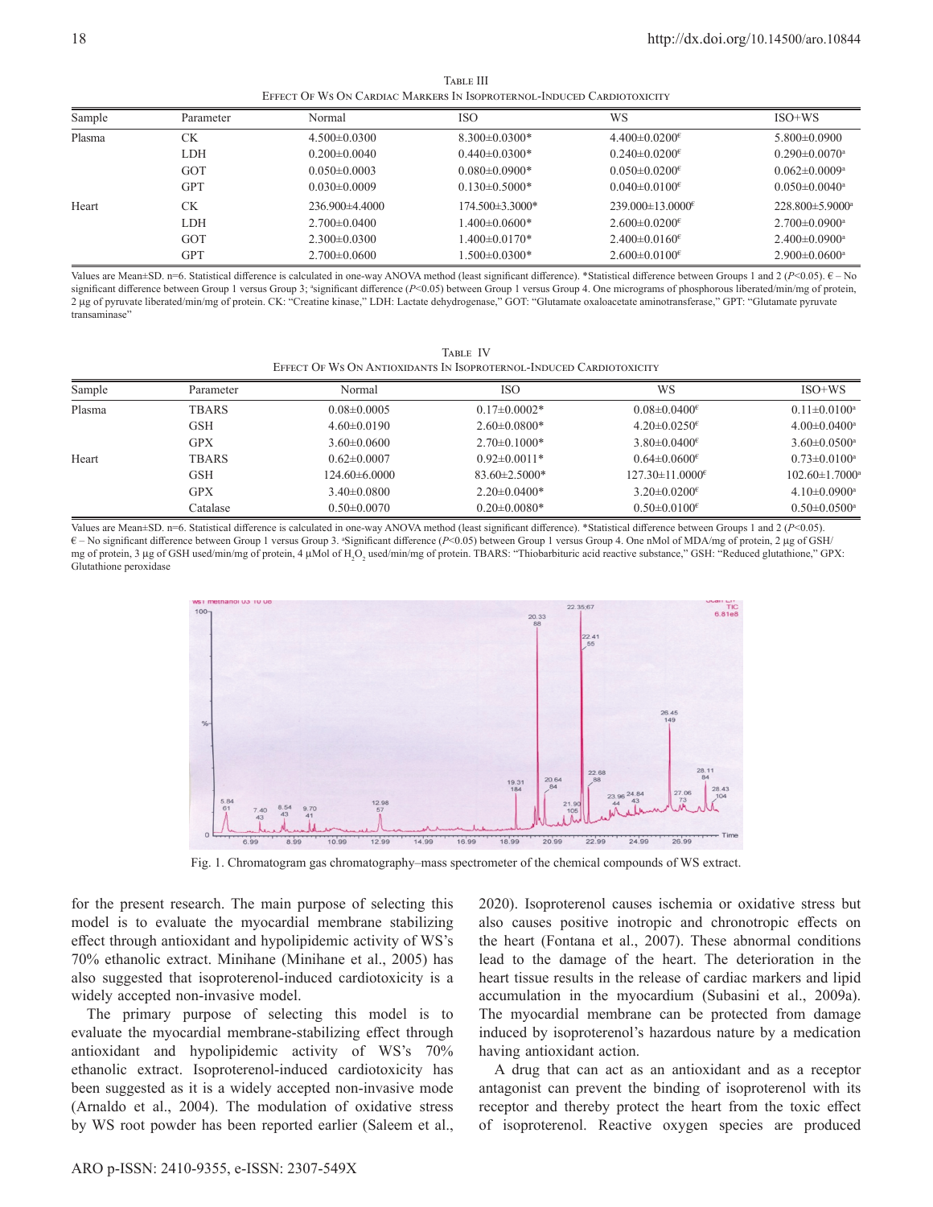TABLE III
EFFECT OF WS ON CARDIAC MARKERS IN ISOPROTERNOL-INDUCED CARDIOTOXICITY

| Sample | Parameter | Normal | ISO | WS | ISO+WS |
|---|---|---|---|---|---|
| Plasma | CK | 4.500±0.0300 | 8.300±0.0300* | 4.400±0.0200€ | 5.800±0.0900 |
| | LDH | 0.200±0.0040 | 0.440±0.0300* | 0.240±0.0200€ | 0.290±0.0070[a] |
| | GOT | 0.050±0.0003 | 0.080±0.0900* | 0.050±0.0200€ | 0.062±0.0009[a] |
| | GPT | 0.030±0.0009 | 0.130±0.5000* | 0.040±0.0100€ | 0.050±0.0040[a] |
| Heart | CK | 236.900±4.4000 | 174.500±3.3000* | 239.000±13.0000€ | 228.800±5.9000[a] |
| | LDH | 2.700±0.0400 | 1.400±0.0600* | 2.600±0.0200€ | 2.700±0.0900[a] |
| | GOT | 2.300±0.0300 | 1.400±0.0170* | 2.400±0.0160€ | 2.400±0.0900[a] |
| | GPT | 2.700±0.0600 | 1.500±0.0300* | 2.600±0.0100€ | 2.900±0.0600[a] |

Values are Mean±SD. n=6. Statistical difference is calculated in one-way ANOVA method (least significant difference). *Statistical difference between Groups 1 and 2 ($P<0.05$). € – No significant difference between Group 1 versus Group 3; [a]significant difference ($P<0.05$) between Group 1 versus Group 4. One micrograms of phosphorous liberated/min/mg of protein, 2 μg of pyruvate liberated/min/mg of protein. CK: "Creatine kinase," LDH: Lactate dehydrogenase," GOT: "Glutamate oxaloacetate aminotransferase," GPT: "Glutamate pyruvate transaminase"

TABLE IV
EFFECT OF WS ON ANTIOXIDANTS IN ISOPROTERNOL-INDUCED CARDIOTOXICITY

| Sample | Parameter | Normal | ISO | WS | ISO+WS |
|---|---|---|---|---|---|
| Plasma | TBARS | 0.08±0.0005 | 0.17±0.0002* | 0.08±0.0400€ | 0.11±0.0100[a] |
| | GSH | 4.60±0.0190 | 2.60±0.0800* | 4.20±0.0250€ | 4.00±0.0400[a] |
| | GPX | 3.60±0.0600 | 2.70±0.1000* | 3.80±0.0400€ | 3.60±0.0500[a] |
| Heart | TBARS | 0.62±0.0007 | 0.92±0.0011* | 0.64±0.0600€ | 0.73±0.0100[a] |
| | GSH | 124.60±6.0000 | 83.60±2.5000* | 127.30±11.0000€ | 102.60±1.7000[a] |
| | GPX | 3.40±0.0800 | 2.20±0.0400* | 3.20±0.0200€ | 4.10±0.0900[a] |
| | Catalase | 0.50±0.0070 | 0.20±0.0080* | 0.50±0.0100€ | 0.50±0.0500[a] |

Values are Mean±SD. n=6. Statistical difference is calculated in one-way ANOVA method (least significant difference). *Statistical difference between Groups 1 and 2 ($P<0.05$). € – No significant difference between Group 1 versus Group 3. [a]Significant difference ($P<0.05$) between Group 1 versus Group 4. One nMol of MDA/mg of protein, 2 μg of GSH/mg of protein, 3 μg of GSH used/min/mg of protein, 4 μMol of $H_2O_2$ used/min/mg of protein. TBARS: "Thiobarbituric acid reactive substance," GSH: "Reduced glutathione," GPX: Glutathione peroxidase

Fig. 1. Chromatogram gas chromatography–mass spectrometer of the chemical compounds of WS extract.

for the present research. The main purpose of selecting this model is to evaluate the myocardial membrane stabilizing effect through antioxidant and hypolipidemic activity of WS's 70% ethanolic extract. Minihane (Minihane et al., 2005) has also suggested that isoproterenol-induced cardiotoxicity is a widely accepted non-invasive model.

The primary purpose of selecting this model is to evaluate the myocardial membrane-stabilizing effect through antioxidant and hypolipidemic activity of WS's 70% ethanolic extract. Isoproterenol-induced cardiotoxicity has been suggested as it is a widely accepted non-invasive model (Arnaldo et al., 2004). The modulation of oxidative stress by WS root powder has been reported earlier (Saleem et al., 2020). Isoproterenol causes ischemia or oxidative stress but also causes positive inotropic and chronotropic effects on the heart (Fontana et al., 2007). These abnormal conditions lead to the damage of the heart. The deterioration in the heart tissue results in the release of cardiac markers and lipid accumulation in the myocardium (Subasini et al., 2009a). The myocardial membrane can be protected from damage induced by isoproterenol's hazardous nature by a medication having antioxidant action.

A drug that can act as an antioxidant and as a receptor antagonist can prevent the binding of isoproterenol with its receptor and thereby protect the heart from the toxic effect of isoproterenol. Reactive oxygen species are produced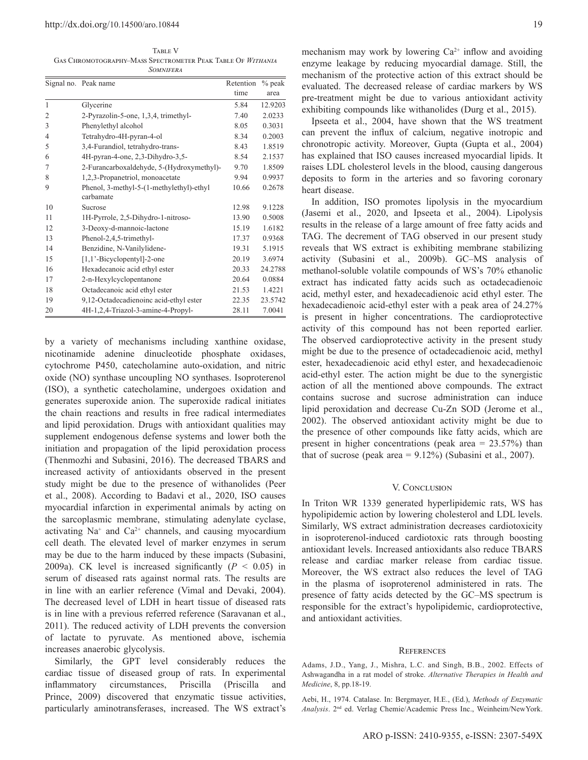Table V
Gas Chromatography–Mass Spectrometer Peak Table Of *Withania Somnifera*

| Signal no. | Peak name | Retention time | % peak area |
|---|---|---|---|
| 1 | Glycerine | 5.84 | 12.9203 |
| 2 | 2-Pyrazolin-5-one, 1,3,4, trimethyl- | 7.40 | 2.0233 |
| 3 | Phenylethyl alcohol | 8.05 | 0.3031 |
| 4 | Tetrahydro-4H-pyran-4-ol | 8.34 | 0.2003 |
| 5 | 3,4-Furandiol, tetrahydro-trans- | 8.43 | 1.8519 |
| 6 | 4H-pyran-4-one, 2,3-Dihydro-3,5- | 8.54 | 2.1537 |
| 7 | 2-Furancarboxaldehyde, 5-(Hydroxymethyl)- | 9.70 | 1.8509 |
| 8 | 1,2,3-Propanetriol, monoacetate | 9.94 | 0.9937 |
| 9 | Phenol, 3-methyl-5-(1-methylethyl)-ethyl carbamate | 10.66 | 0.2678 |
| 10 | Sucrose | 12.98 | 9.1228 |
| 11 | 1H-Pyrrole, 2,5-Dihydro-1-nitroso- | 13.90 | 0.5008 |
| 12 | 3-Deoxy-d-mannoic-lactone | 15.19 | 1.6182 |
| 13 | Phenol-2,4,5-trimethyl- | 17.37 | 0.9368 |
| 14 | Benzidine, N-Vanilylidene- | 19.31 | 5.1915 |
| 15 | [1,1'-Bicyclopentyl]-2-one | 20.19 | 3.6974 |
| 16 | Hexadecanoic acid ethyl ester | 20.33 | 24.2788 |
| 17 | 2-n-Hexylcyclopentanone | 20.64 | 0.0884 |
| 18 | Octadecanoic acid ethyl ester | 21.53 | 1.4221 |
| 19 | 9,12-Octadecadienoinc acid-ethyl ester | 22.35 | 23.5742 |
| 20 | 4H-1,2,4-Triazol-3-amine-4-Propyl- | 28.11 | 7.0041 |

by a variety of mechanisms including xanthine oxidase, nicotinamide adenine dinucleotide phosphate oxidases, cytochrome P450, catecholamine auto-oxidation, and nitric oxide (NO) synthase uncoupling NO synthases. Isoproterenol (ISO), a synthetic catecholamine, undergoes oxidation and generates superoxide anion. The superoxide radical initiates the chain reactions and results in free radical intermediates and lipid peroxidation. Drugs with antioxidant qualities may supplement endogenous defense systems and lower both the initiation and propagation of the lipid peroxidation process (Thenmozhi and Subasini, 2016). The decreased TBARS and increased activity of antioxidants observed in the present study might be due to the presence of withanolides (Peer et al., 2008). According to Badavi et al., 2020, ISO causes myocardial infarction in experimental animals by acting on the sarcoplasmic membrane, stimulating adenylate cyclase, activating $Na^{+}$ and $Ca^{2+}$ channels, and causing myocardium cell death. The elevated level of marker enzymes in serum may be due to the harm induced by these impacts (Subasini, 2009a). CK level is increased significantly ($P < 0.05$) in serum of diseased rats against normal rats. The results are in line with an earlier reference (Vimal and Devaki, 2004). The decreased level of LDH in heart tissue of diseased rats is in line with a previous referred reference (Saravanan et al., 2011). The reduced activity of LDH prevents the conversion of lactate to pyruvate. As mentioned above, ischemia increases anaerobic glycolysis.

Similarly, the GPT level considerably reduces the cardiac tissue of diseased group of rats. In experimental inflammatory circumstances, Priscilla (Priscilla and Prince, 2009) discovered that enzymatic tissue activities, particularly aminotransferases, increased. The WS extract's mechanism may work by lowering $Ca^{2+}$ inflow and avoiding enzyme leakage by reducing myocardial damage. Still, the mechanism of the protective action of this extract should be evaluated. The decreased release of cardiac markers by WS pre-treatment might be due to various antioxidant activity exhibiting compounds like withanolides (Durg et al., 2015).

Ipseeta et al., 2004, have shown that the WS treatment can prevent the influx of calcium, negative inotropic and chronotropic activity. Moreover, Gupta (Gupta et al., 2004) has explained that ISO causes increased myocardial lipids. It raises LDL cholesterol levels in the blood, causing dangerous deposits to form in the arteries and so favoring coronary heart disease.

In addition, ISO promotes lipolysis in the myocardium (Jasemi et al., 2020, and Ipseeta et al., 2004). Lipolysis results in the release of a large amount of free fatty acids and TAG. The decrement of TAG observed in our present study reveals that WS extract is exhibiting membrane stabilizing activity (Subasini et al., 2009b). GC–MS analysis of methanol-soluble volatile compounds of WS's 70% ethanolic extract has indicated fatty acids such as octadecadienoic acid, methyl ester, and hexadecadienoic acid ethyl ester. The hexadecadienoic acid-ethyl ester with a peak area of 24.27% is present in higher concentrations. The cardioprotective activity of this compound has not been reported earlier. The observed cardioprotective activity in the present study might be due to the presence of octadecadienoic acid, methyl ester, hexadecadienoic acid ethyl ester, and hexadecadienoic acid-ethyl ester. The action might be due to the synergistic action of all the mentioned above compounds. The extract contains sucrose and sucrose administration can induce lipid peroxidation and decrease Cu-Zn SOD (Jerome et al., 2002). The observed antioxidant activity might be due to the presence of other compounds like fatty acids, which are present in higher concentrations (peak area = 23.57%) than that of sucrose (peak area = 9.12%) (Subasini et al., 2007).

## V. Conclusion

In Triton WR 1339 generated hyperlipidemic rats, WS has hypolipidemic action by lowering cholesterol and LDL levels. Similarly, WS extract administration decreases cardiotoxicity in isoproterenol-induced cardiotoxic rats through boosting antioxidant levels. Increased antioxidants also reduce TBARS release and cardiac marker release from cardiac tissue. Moreover, the WS extract also reduces the level of TAG in the plasma of isoproterenol administered in rats. The presence of fatty acids detected by the GC–MS spectrum is responsible for the extract's hypolipidemic, cardioprotective, and antioxidant activities.

## References

Adams, J.D., Yang, J., Mishra, L.C. and Singh, B.B., 2002. Effects of Ashwagandha in a rat model of stroke. *Alternative Therapies in Health and Medicine*, 8, pp.18-19.

Aebi, H., 1974. Catalase. In: Bergmayer, H.E., (Ed.), *Methods of Enzymatic Analysis*. 2nd ed. Verlag Chemie/Academic Press Inc., Weinheim/NewYork.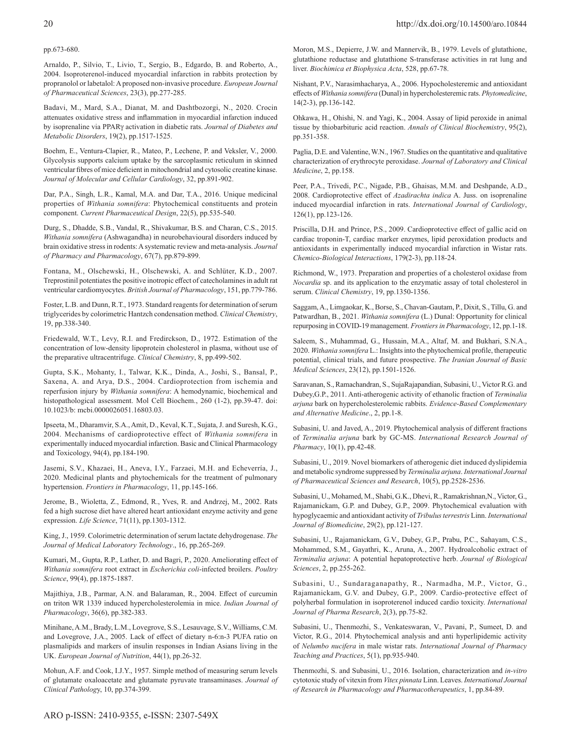pp.673-680.

Arnaldo, P., Silvio, T., Livio, T., Sergio, B., Edgardo, B. and Roberto, A., 2004. Isoproterenol-induced myocardial infarction in rabbits protection by propranolol or labetalol: A proposed non-invasive procedure. *European Journal of Pharmaceutical Sciences*, 23(3), pp.277-285.

Badavi, M., Mard, S.A., Dianat, M. and Dashtbozorgi, N., 2020. Crocin attenuates oxidative stress and inflammation in myocardial infarction induced by isoprenaline via PPARγ activation in diabetic rats. *Journal of Diabetes and Metabolic Disorders*, 19(2), pp.1517-1525.

Boehm, E., Ventura-Clapier, R., Mateo, P., Lechene, P. and Veksler, V., 2000. Glycolysis supports calcium uptake by the sarcoplasmic reticulum in skinned ventricular fibres of mice deficient in mitochondrial and cytosolic creatine kinase. *Journal of Molecular and Cellular Cardiology*, 32, pp.891-902.

Dar, P.A., Singh, L.R., Kamal, M.A. and Dar, T.A., 2016. Unique medicinal properties of *Withania somnifera*: Phytochemical constituents and protein component. *Current Pharmaceutical Design*, 22(5), pp.535-540.

Durg, S., Dhadde, S.B., Vandal, R., Shivakumar, B.S. and Charan, C.S., 2015. *Withania somnifera* (Ashwagandha) in neurobehavioural disorders induced by brain oxidative stress in rodents: A systematic review and meta-analysis. *Journal of Pharmacy and Pharmacology*, 67(7), pp.879-899.

Fontana, M., Olschewski, H., Olschewski, A. and Schlüter, K.D., 2007. Treprostinil potentiates the positive inotropic effect of catecholamines in adult rat ventricular cardiomyocytes. *British Journal of Pharmacology*, 151, pp.779-786.

Foster, L.B. and Dunn, R.T., 1973. Standard reagents for determination of serum triglycerides by colorimetric Hantzch condensation method. *Clinical Chemistry*, 19, pp.338-340.

Friedewald, W.T., Levy, R.I. and Fredirckson, D., 1972. Estimation of the concentration of low-density lipoprotein cholesterol in plasma, without use of the preparative ultracentrifuge. *Clinical Chemistry*, 8, pp.499-502.

Gupta, S.K., Mohanty, I., Talwar, K.K., Dinda, A., Joshi, S., Bansal, P., Saxena, A. and Arya, D.S., 2004. Cardioprotection from ischemia and reperfusion injury by *Withania somnifera*: A hemodynamic, biochemical and histopathological assessment. Mol Cell Biochem., 260 (1-2), pp.39-47. doi: 10.1023/b: mcbi.0000026051.16803.03.

Ipseeta, M., Dharamvir, S.A., Amit, D., Keval, K.T., Sujata, J. and Suresh, K.G., 2004. Mechanisms of cardioprotective effect of *Withania somnifera* in experimentally induced myocardial infarction. Basic and Clinical Pharmacology and Toxicology, 94(4), pp.184-190.

Jasemi, S.V., Khazaei, H., Aneva, I.Y., Farzaei, M.H. and Echeverría, J., 2020. Medicinal plants and phytochemicals for the treatment of pulmonary hypertension. *Frontiers in Pharmacology*, 11, pp.145-166.

Jerome, B., Wioletta, Z., Edmond, R., Yves, R. and Andrzej, M., 2002. Rats fed a high sucrose diet have altered heart antioxidant enzyme activity and gene expression. *Life Science*, 71(11), pp.1303-1312.

King, J., 1959. Colorimetric determination of serum lactate dehydrogenase. *The Journal of Medical Laboratory Technology*., 16, pp.265-269.

Kumari, M., Gupta, R.P., Lather, D. and Bagri, P., 2020. Ameliorating effect of *Withania somnifera* root extract in *Escherichia coli*-infected broilers. *Poultry Science*, 99(4), pp.1875-1887.

Majithiya, J.B., Parmar, A.N. and Balaraman, R., 2004. Effect of curcumin on triton WR 1339 induced hypercholesterolemia in mice. *Indian Journal of Pharmacology*, 36(6), pp.382-383.

Minihane, A.M., Brady, L.M., Lovegrove, S.S., Lesauvage, S.V., Williams, C.M. and Lovegrove, J.A., 2005. Lack of effect of dietary n-6:n-3 PUFA ratio on plasmalipids and markers of insulin responses in Indian Asians living in the UK. *European Journal of Nutrition*, 44(1), pp.26-32.

Mohun, A.F. and Cook, I.J.Y., 1957. Simple method of measuring serum levels of glutamate oxaloacetate and glutamate pyruvate transaminases. *Journal of Clinical Pathology*, 10, pp.374-399.

Moron, M.S., Depierre, J.W. and Mannervik, B., 1979. Levels of glutathione, glutathione reductase and glutathione S-transferase activities in rat lung and liver. *Biochimica et Biophysica Acta*, 528, pp.67-78.

Nishant, P.V., Narasimhacharya, A., 2006. Hypocholesteremic and antioxidant effects of *Withania somnifera* (Dunal) in hypercholesteremic rats. *Phytomedicine*, 14(2-3), pp.136-142.

Ohkawa, H., Ohishi, N. and Yagi, K., 2004. Assay of lipid peroxide in animal tissue by thiobarbituric acid reaction. *Annals of Clinical Biochemistry*, 95(2), pp.351-358.

Paglia, D.E. and Valentine, W.N., 1967. Studies on the quantitative and qualitative characterization of erythrocyte peroxidase. *Journal of Laboratory and Clinical Medicine*, 2, pp.158.

Peer, P.A., Trivedi, P.C., Nigade, P.B., Ghaisas, M.M. and Deshpande, A.D., 2008. Cardioprotective effect of *Azadirachta indica* A. Juss. on isoprenaline induced myocardial infarction in rats. *International Journal of Cardiology*, 126(1), pp.123-126.

Priscilla, D.H. and Prince, P.S., 2009. Cardioprotective effect of gallic acid on cardiac troponin-T, cardiac marker enzymes, lipid peroxidation products and antioxidants in experimentally induced myocardial infarction in Wistar rats. *Chemico-Biological Interactions*, 179(2-3), pp.118-24.

Richmond, W., 1973. Preparation and properties of a cholesterol oxidase from *Nocardia* sp. and its application to the enzymatic assay of total cholesterol in serum. *Clinical Chemistry*, 19, pp.1350-1356.

Saggam, A., Limgaokar, K., Borse, S., Chavan-Gautam, P., Dixit, S., Tillu, G. and Patwardhan, B., 2021. *Withania somnifera* (L.) Dunal: Opportunity for clinical repurposing in COVID-19 management. *Frontiers in Pharmacology*, 12, pp.1-18.

Saleem, S., Muhammad, G., Hussain, M.A., Altaf, M. and Bukhari, S.N.A., 2020. *Withania somnifera* L.: Insights into the phytochemical profile, therapeutic potential, clinical trials, and future prospective. *The Iranian Journal of Basic Medical Sciences*, 23(12), pp.1501-1526.

Saravanan, S., Ramachandran, S., SujaRajapandian, Subasini, U., Victor R.G. and Dubey,G.P., 2011. Anti-atherogenic activity of ethanolic fraction of *Terminalia arjuna* bark on hypercholesterolemic rabbits. *Evidence-Based Complementary and Alternative Medicine*., 2, pp.1-8.

Subasini, U. and Javed, A., 2019. Phytochemical analysis of different fractions of *Terminalia arjuna* bark by GC-MS. *International Research Journal of Pharmacy*, 10(1), pp.42-48.

Subasini, U., 2019. Novel biomarkers of atherogenic diet induced dyslipidemia and metabolic syndrome suppressed by *Terminalia arjuna*. *International Journal of Pharmaceutical Sciences and Research*, 10(5), pp.2528-2536.

Subasini, U., Mohamed, M., Shabi, G.K., Dhevi, R., Ramakrishnan,N., Victor, G., Rajamanickam, G.P. and Dubey, G.P., 2009. Phytochemical evaluation with hypoglycaemic and antioxidant activity of *Tribulus terrestris* Linn. *International Journal of Biomedicine*, 29(2), pp.121-127.

Subasini, U., Rajamanickam, G.V., Dubey, G.P., Prabu, P.C., Sahayam, C.S., Mohammed, S.M., Gayathri, K., Aruna, A., 2007. Hydroalcoholic extract of *Terminalia arjuna*: A potential hepatoprotective herb. *Journal of Biological Sciences*, 2, pp.255-262.

Subasini, U., Sundaraganapathy, R., Narmadha, M.P., Victor, G., Rajamanickam, G.V. and Dubey, G.P., 2009. Cardio-protective effect of polyherbal formulation in isoproterenol induced cardio toxicity. *International Journal of Pharma Research*, 2(3), pp.75-82.

Subasini, U., Thenmozhi, S., Venkateswaran, V., Pavani, P., Sumeet, D. and Victor, R.G., 2014. Phytochemical analysis and anti hyperlipidemic activity of *Nelumbo nucifera* in male wistar rats. *International Journal of Pharmacy Teaching and Practices*, 5(1), pp.935-940.

Thenmozhi, S. and Subasini, U., 2016. Isolation, characterization and *in-vitro* cytotoxic study of vitexin from *Vitex pinnata* Linn. Leaves. *International Journal of Research in Pharmacology and Pharmacotherapeutics*, 1, pp.84-89.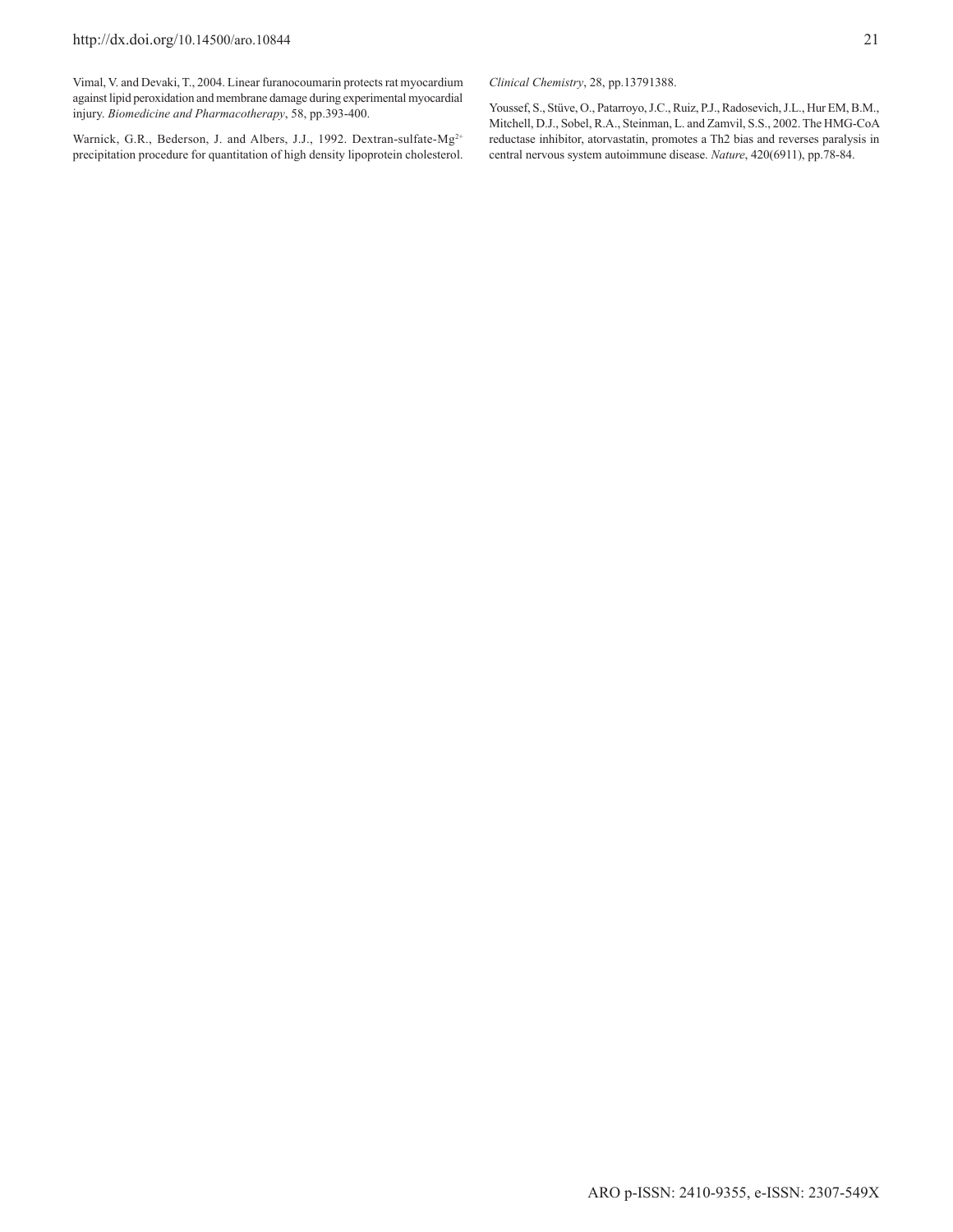Vimal, V. and Devaki, T., 2004. Linear furanocoumarin protects rat myocardium against lipid peroxidation and membrane damage during experimental myocardial injury. *Biomedicine and Pharmacotherapy*, 58, pp.393-400.

Warnick, G.R., Bederson, J. and Albers, J.J., 1992. Dextran-sulfate-$Mg^{2+}$ precipitation procedure for quantitation of high density lipoprotein cholesterol. *Clinical Chemistry*, 28, pp.13791388.

Youssef, S., Stüve, O., Patarroyo, J.C., Ruiz, P.J., Radosevich, J.L., Hur EM, B.M., Mitchell, D.J., Sobel, R.A., Steinman, L. and Zamvil, S.S., 2002. The HMG-CoA reductase inhibitor, atorvastatin, promotes a Th2 bias and reverses paralysis in central nervous system autoimmune disease. *Nature*, 420(6911), pp.78-84.